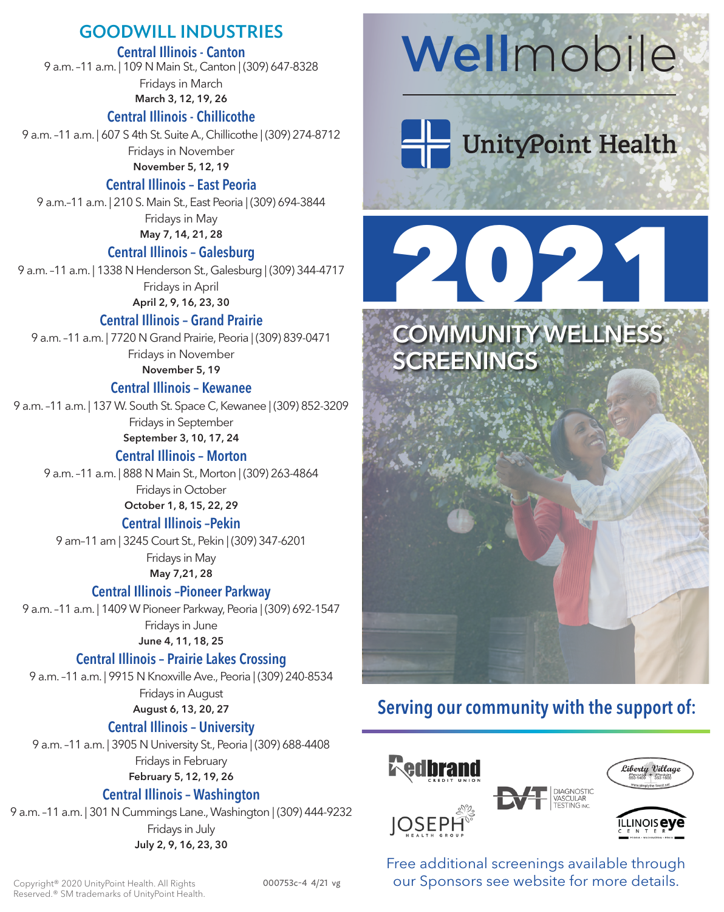## GOODWILL INDUSTRIES

### Central Illinois - Canton
9 a.m. –11 a.m. | 109 N Main St., Canton | (309) 647-8328
Fridays in March
**March 3, 12, 19, 26**

### Central Illinois - Chillicothe
9 a.m. –11 a.m. | 607 S 4th St. Suite A., Chillicothe | (309) 274-8712
Fridays in November
**November 5, 12, 19**

### Central Illinois – East Peoria
9 a.m.–11 a.m. | 210 S. Main St., East Peoria | (309) 694-3844
Fridays in May
**May 7, 14, 21, 28**

### Central Illinois – Galesburg
9 a.m. –11 a.m. | 1338 N Henderson St., Galesburg | (309) 344-4717
Fridays in April
**April 2, 9, 16, 23, 30**

### Central Illinois – Grand Prairie
9 a.m. –11 a.m. | 7720 N Grand Prairie, Peoria | (309) 839-0471
Fridays in November
**November 5, 19**

### Central Illinois – Kewanee
9 a.m. –11 a.m. | 137 W. South St. Space C, Kewanee | (309) 852-3209
Fridays in September
**September 3, 10, 17, 24**

### Central Illinois – Morton
9 a.m. –11 a.m. | 888 N Main St., Morton | (309) 263-4864
Fridays in October
**October 1, 8, 15, 22, 29**

### Central Illinois –Pekin
9 am–11 am | 3245 Court St., Pekin | (309) 347-6201
Fridays in May
**May 7,21, 28**

### Central Illinois –Pioneer Parkway
9 a.m. –11 a.m. | 1409 W Pioneer Parkway, Peoria | (309) 692-1547
Fridays in June
**June 4, 11, 18, 25**

### Central Illinois – Prairie Lakes Crossing
9 a.m. –11 a.m. | 9915 N Knoxville Ave., Peoria | (309) 240-8534
Fridays in August
**August 6, 13, 20, 27**

### Central Illinois – University
9 a.m. –11 a.m. | 3905 N University St., Peoria | (309) 688-4408
Fridays in February
**February 5, 12, 19, 26**

### Central Illinois – Washington
9 a.m. –11 a.m. | 301 N Cummings Lane., Washington | (309) 444-9232
Fridays in July
**July 2, 9, 16, 23, 30**

Copyright® 2020 UnityPoint Health. All Rights Reserved.® SM trademarks of UnityPoint Health.

000753c-4 4/21 vg

# Wellmobile

UnityPoint Health

# 2021

## COMMUNITY WELLNESS SCREENINGS

### Serving our community with the support of:

Redbrand Credit Union
Liberty Village
DVT Diagnostic Vascular Testing Inc.
Joseph Health Group
Illinois Eye Center

Free additional screenings available through our Sponsors see website for more details.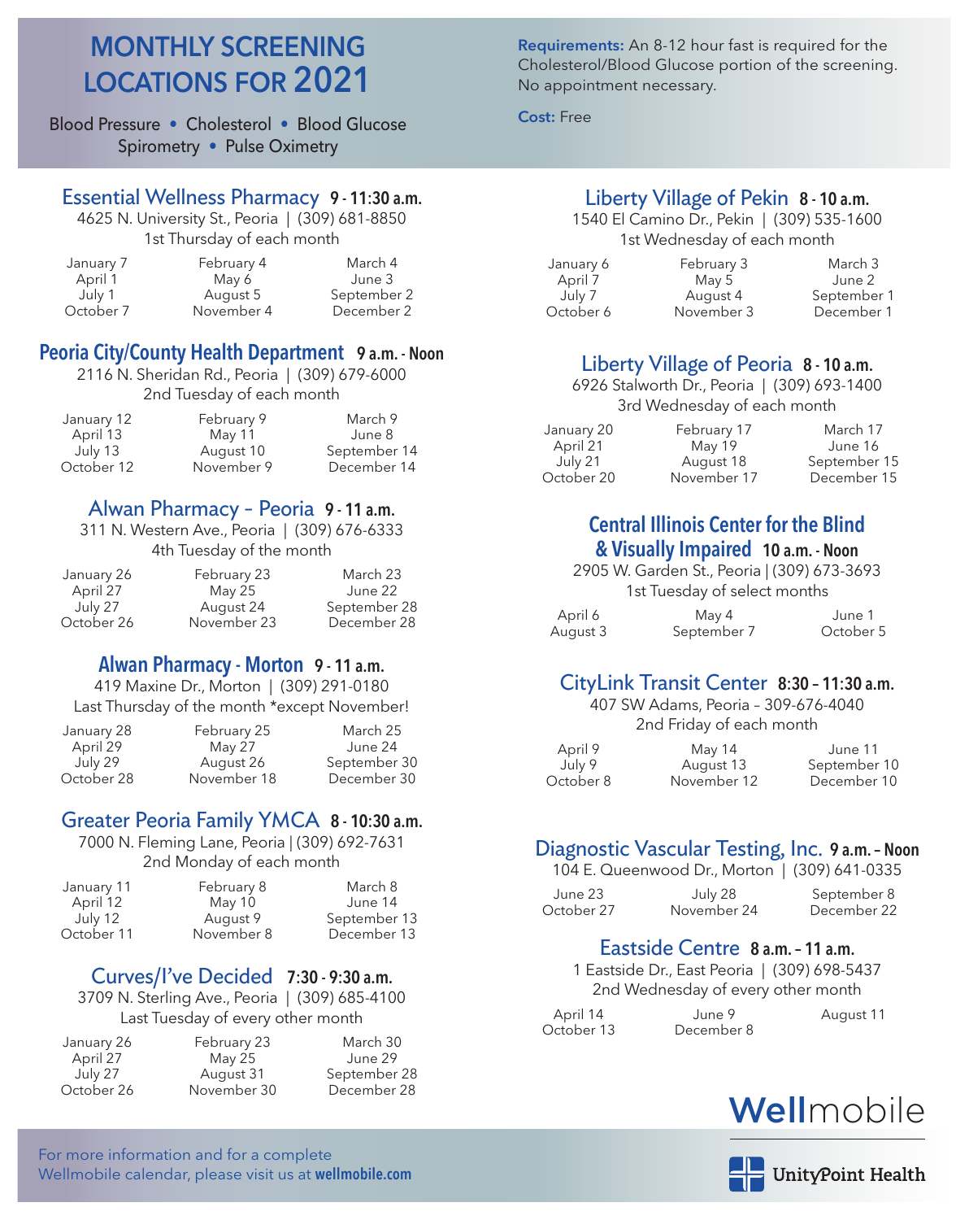# MONTHLY SCREENING LOCATIONS FOR 2021

Blood Pressure • Cholesterol • Blood Glucose
Spirometry • Pulse Oximetry

**Requirements:** An 8-12 hour fast is required for the Cholesterol/Blood Glucose portion of the screening. No appointment necessary.

**Cost:** Free

## Essential Wellness Pharmacy **9 - 11:30 a.m.**

4625 N. University St., Peoria | (309) 681-8850
1st Thursday of each month

| | | |
|---|---|---|
| January 7 | February 4 | March 4 |
| April 1 | May 6 | June 3 |
| July 1 | August 5 | September 2 |
| October 7 | November 4 | December 2 |

## Peoria City/County Health Department **9 a.m. - Noon**

2116 N. Sheridan Rd., Peoria | (309) 679-6000
2nd Tuesday of each month

| | | |
|---|---|---|
| January 12 | February 9 | March 9 |
| April 13 | May 11 | June 8 |
| July 13 | August 10 | September 14 |
| October 12 | November 9 | December 14 |

## Alwan Pharmacy – Peoria **9 - 11 a.m.**

311 N. Western Ave., Peoria | (309) 676-6333
4th Tuesday of the month

| | | |
|---|---|---|
| January 26 | February 23 | March 23 |
| April 27 | May 25 | June 22 |
| July 27 | August 24 | September 28 |
| October 26 | November 23 | December 28 |

## Alwan Pharmacy - Morton **9 - 11 a.m.**

419 Maxine Dr., Morton | (309) 291-0180
Last Thursday of the month *except November!

| | | |
|---|---|---|
| January 28 | February 25 | March 25 |
| April 29 | May 27 | June 24 |
| July 29 | August 26 | September 30 |
| October 28 | November 18 | December 30 |

## Greater Peoria Family YMCA **8 - 10:30 a.m.**

7000 N. Fleming Lane, Peoria | (309) 692-7631
2nd Monday of each month

| | | |
|---|---|---|
| January 11 | February 8 | March 8 |
| April 12 | May 10 | June 14 |
| July 12 | August 9 | September 13 |
| October 11 | November 8 | December 13 |

## Curves/I've Decided **7:30 - 9:30 a.m.**

3709 N. Sterling Ave., Peoria | (309) 685-4100
Last Tuesday of every other month

| | | |
|---|---|---|
| January 26 | February 23 | March 30 |
| April 27 | May 25 | June 29 |
| July 27 | August 31 | September 28 |
| October 26 | November 30 | December 28 |

## Liberty Village of Pekin **8 - 10 a.m.**

1540 El Camino Dr., Pekin | (309) 535-1600
1st Wednesday of each month

| | | |
|---|---|---|
| January 6 | February 3 | March 3 |
| April 7 | May 5 | June 2 |
| July 7 | August 4 | September 1 |
| October 6 | November 3 | December 1 |

## Liberty Village of Peoria **8 - 10 a.m.**

6926 Stalworth Dr., Peoria | (309) 693-1400
3rd Wednesday of each month

| | | |
|---|---|---|
| January 20 | February 17 | March 17 |
| April 21 | May 19 | June 16 |
| July 21 | August 18 | September 15 |
| October 20 | November 17 | December 15 |

## Central Illinois Center for the Blind & Visually Impaired **10 a.m. - Noon**

2905 W. Garden St., Peoria | (309) 673-3693
1st Tuesday of select months

| | | |
|---|---|---|
| April 6 | May 4 | June 1 |
| August 3 | September 7 | October 5 |

## CityLink Transit Center **8:30 – 11:30 a.m.**

407 SW Adams, Peoria – 309-676-4040
2nd Friday of each month

| | | |
|---|---|---|
| April 9 | May 14 | June 11 |
| July 9 | August 13 | September 10 |
| October 8 | November 12 | December 10 |

## Diagnostic Vascular Testing, Inc. **9 a.m. – Noon**

104 E. Queenwood Dr., Morton | (309) 641-0335

| | | |
|---|---|---|
| June 23 | July 28 | September 8 |
| October 27 | November 24 | December 22 |

## Eastside Centre **8 a.m. – 11 a.m.**

1 Eastside Dr., East Peoria | (309) 698-5437
2nd Wednesday of every other month

| | | |
|---|---|---|
| April 14 | June 9 | August 11 |
| October 13 | December 8 | |

For more information and for a complete Wellmobile calendar, please visit us at **wellmobile.com**

**Well**mobile

UnityPoint Health